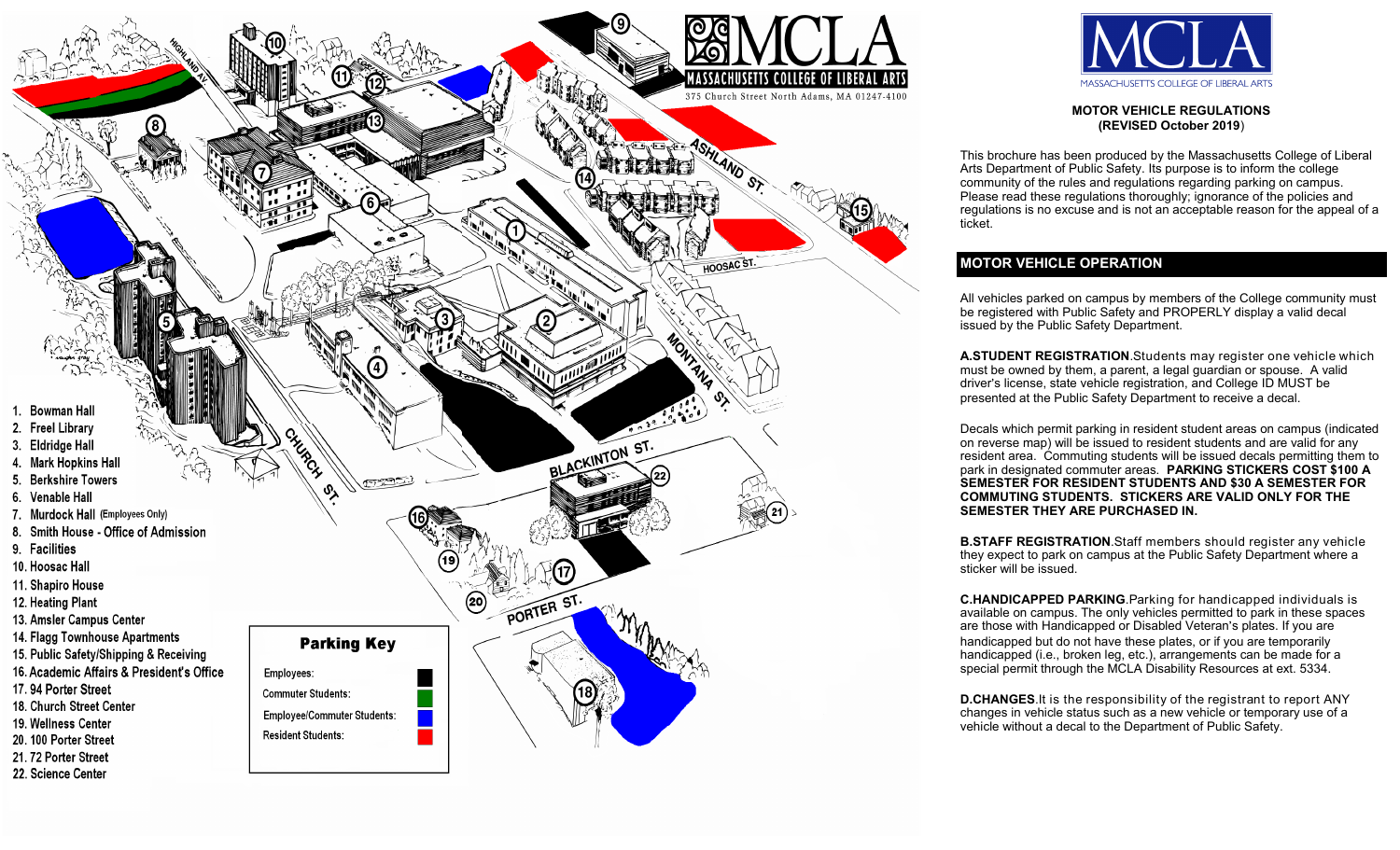MCLA

MASSACHUSETTS COLLEGE OF LIBERAL ARTS

375 Church Street North Adams, MA 01247-4100

1. Bowman Hall
2. Freel Library
3. Eldridge Hall
4. Mark Hopkins Hall
5. Berkshire Towers
6. Venable Hall
7. Murdock Hall (Employees Only)
8. Smith House - Office of Admission
9. Facilities
10. Hoosac Hall
11. Shapiro House
12. Heating Plant
13. Amsler Campus Center
14. Flagg Townhouse Apartments
15. Public Safety/Shipping & Receiving
16. Academic Affairs & President's Office
17. 94 Porter Street
18. Church Street Center
19. Wellness Center
20. 100 Porter Street
21. 72 Porter Street
22. Science Center

**Parking Key**

- Employees: Black
- Commuter Students: Green
- Employee/Commuter Students: Blue
- Resident Students: Red

MCLA

MASSACHUSETTS COLLEGE OF LIBERAL ARTS

**MOTOR VEHICLE REGULATIONS**
**(REVISED October 2019)**

This brochure has been produced by the Massachusetts College of Liberal Arts Department of Public Safety. Its purpose is to inform the college community of the rules and regulations regarding parking on campus. Please read these regulations thoroughly; ignorance of the policies and regulations is no excuse and is not an acceptable reason for the appeal of a ticket.

## MOTOR VEHICLE OPERATION

All vehicles parked on campus by members of the College community must be registered with Public Safety and PROPERLY display a valid decal issued by the Public Safety Department.

**A.STUDENT REGISTRATION**.Students may register one vehicle which must be owned by them, a parent, a legal guardian or spouse. A valid driver's license, state vehicle registration, and College ID MUST be presented at the Public Safety Department to receive a decal.

Decals which permit parking in resident student areas on campus (indicated on reverse map) will be issued to resident students and are valid for any resident area. Commuting students will be issued decals permitting them to park in designated commuter areas. **PARKING STICKERS COST $100 A SEMESTER FOR RESIDENT STUDENTS AND $30 A SEMESTER FOR COMMUTING STUDENTS. STICKERS ARE VALID ONLY FOR THE SEMESTER THEY ARE PURCHASED IN.**

**B.STAFF REGISTRATION**.Staff members should register any vehicle they expect to park on campus at the Public Safety Department where a sticker will be issued.

**C.HANDICAPPED PARKING**.Parking for handicapped individuals is available on campus. The only vehicles permitted to park in these spaces are those with Handicapped or Disabled Veteran's plates. If you are handicapped but do not have these plates, or if you are temporarily handicapped (i.e., broken leg, etc.), arrangements can be made for a special permit through the MCLA Disability Resources at ext. 5334.

**D.CHANGES**.It is the responsibility of the registrant to report ANY changes in vehicle status such as a new vehicle or temporary use of a vehicle without a decal to the Department of Public Safety.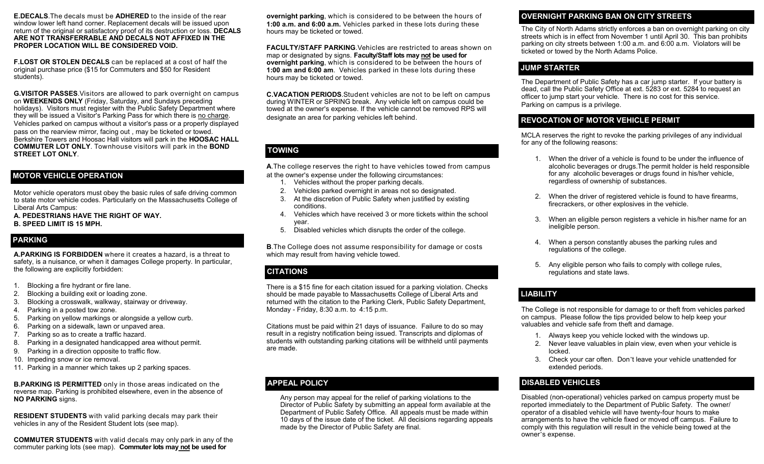**E.DECALS**.The decals must be **ADHERED** to the inside of the rear window lower left hand corner. Replacement decals will be issued upon return of the original or satisfactory proof of its destruction or loss. **DECALS ARE NOT TRANSFERRABLE AND DECALS NOT AFFIXED IN THE PROPER LOCATION WILL BE CONSIDERED VOID.**

**F.LOST OR STOLEN DECALS** can be replaced at a cost of half the original purchase price ($15 for Commuters and $50 for Resident students).

**G.VISITOR PASSES**.Visitors are allowed to park overnight on campus on **WEEKENDS ONLY** (Friday, Saturday, and Sundays preceding holidays). Visitors must register with the Public Safety Department where they will be issued a Visitor's Parking Pass for which there is no charge. Vehicles parked on campus without a visitor's pass or a properly displayed pass on the rearview mirror, facing out , may be ticketed or towed. Berkshire Towers and Hoosac Hall visitors will park in the **HOOSAC HALL COMMUTER LOT ONLY**. Townhouse visitors will park in the **BOND STREET LOT ONLY**.

## MOTOR VEHICLE OPERATION

Motor vehicle operators must obey the basic rules of safe driving common to state motor vehicle codes. Particularly on the Massachusetts College of Liberal Arts Campus:

**A. PEDESTRIANS HAVE THE RIGHT OF WAY.**
**B. SPEED LIMIT IS 15 MPH.**

## PARKING

**A.PARKING IS FORBIDDEN** where it creates a hazard, is a threat to safety, is a nuisance, or when it damages College property. In particular, the following are explicitly forbidden:

1. Blocking a fire hydrant or fire lane.
2. Blocking a building exit or loading zone.
3. Blocking a crosswalk, walkway, stairway or driveway.
4. Parking in a posted tow zone.
5. Parking on yellow markings or alongside a yellow curb.
6. Parking on a sidewalk, lawn or unpaved area.
7. Parking so as to create a traffic hazard.
8. Parking in a designated handicapped area without permit.
9. Parking in a direction opposite to traffic flow.
10. Impeding snow or ice removal.
11. Parking in a manner which takes up 2 parking spaces.

**B.PARKING IS PERMITTED** only in those areas indicated on the reverse map. Parking is prohibited elsewhere, even in the absence of **NO PARKING** signs.

**RESIDENT STUDENTS** with valid parking decals may park their vehicles in any of the Resident Student lots (see map).

**COMMUTER STUDENTS** with valid decals may only park in any of the commuter parking lots (see map). **Commuter lots may not be used for overnight parking**, which is considered to be between the hours of **1:00 a.m. and 6:00 a.m.** Vehicles parked in these lots during these hours may be ticketed or towed.

**FACULTY/STAFF PARKING**.Vehicles are restricted to areas shown on map or designated by signs. **Faculty/Staff lots may not be used for overnight parking**, which is considered to be between the hours of **1:00 am and 6:00 am**. Vehicles parked in these lots during these hours may be ticketed or towed.

**C.VACATION PERIODS**.Student vehicles are not to be left on campus during WINTER or SPRING break. Any vehicle left on campus could be towed at the owner's expense. If the vehicle cannot be removed RPS will designate an area for parking vehicles left behind.

## TOWING

**A**.The college reserves the right to have vehicles towed from campus at the owner's expense under the following circumstances:

1. Vehicles without the proper parking decals.
2. Vehicles parked overnight in areas not so designated.
3. At the discretion of Public Safety when justified by existing conditions.
4. Vehicles which have received 3 or more tickets within the school year.
5. Disabled vehicles which disrupts the order of the college.

**B**.The College does not assume responsibility for damage or costs which may result from having vehicle towed.

## CITATIONS

There is a $15 fine for each citation issued for a parking violation. Checks should be made payable to Massachusetts College of Liberal Arts and returned with the citation to the Parking Clerk, Public Safety Department, Monday - Friday, 8:30 a.m. to 4:15 p.m.

Citations must be paid within 21 days of issuance. Failure to do so may result in a registry notification being issued. Transcripts and diplomas of students with outstanding parking citations will be withheld until payments are made.

## APPEAL POLICY

Any person may appeal for the relief of parking violations to the Director of Public Safety by submitting an appeal form available at the Department of Public Safety Office. All appeals must be made within 10 days of the issue date of the ticket. All decisions regarding appeals made by the Director of Public Safety are final.

## OVERNIGHT PARKING BAN ON CITY STREETS

The City of North Adams strictly enforces a ban on overnight parking on city streets which is in effect from November 1 until April 30. This ban prohibits parking on city streets between 1:00 a.m. and 6:00 a.m. Violators will be ticketed or towed by the North Adams Police.

## JUMP STARTER

The Department of Public Safety has a car jump starter. If your battery is dead, call the Public Safety Office at ext. 5283 or ext. 5284 to request an officer to jump start your vehicle. There is no cost for this service. Parking on campus is a privilege.

## REVOCATION OF MOTOR VEHICLE PERMIT

MCLA reserves the right to revoke the parking privileges of any individual for any of the following reasons:

1. When the driver of a vehicle is found to be under the influence of alcoholic beverages or drugs.The permit holder is held responsible for any alcoholic beverages or drugs found in his/her vehicle, regardless of ownership of substances.
2. When the driver of registered vehicle is found to have firearms, firecrackers, or other explosives in the vehicle.
3. When an eligible person registers a vehicle in his/her name for an ineligible person.
4. When a person constantly abuses the parking rules and regulations of the college.
5. Any eligible person who fails to comply with college rules, regulations and state laws.

## LIABILITY

The College is not responsible for damage to or theft from vehicles parked on campus. Please follow the tips provided below to help keep your valuables and vehicle safe from theft and damage.

1. Always keep you vehicle locked with the windows up.
2. Never leave valuables in plain view, even when your vehicle is locked.
3. Check your car often. Don't leave your vehicle unattended for extended periods.

## DISABLED VEHICLES

Disabled (non-operational) vehicles parked on campus property must be reported immediately to the Department of Public Safety. The owner/ operator of a disabled vehicle will have twenty-four hours to make arrangements to have the vehicle fixed or moved off campus. Failure to comply with this regulation will result in the vehicle being towed at the owner's expense.